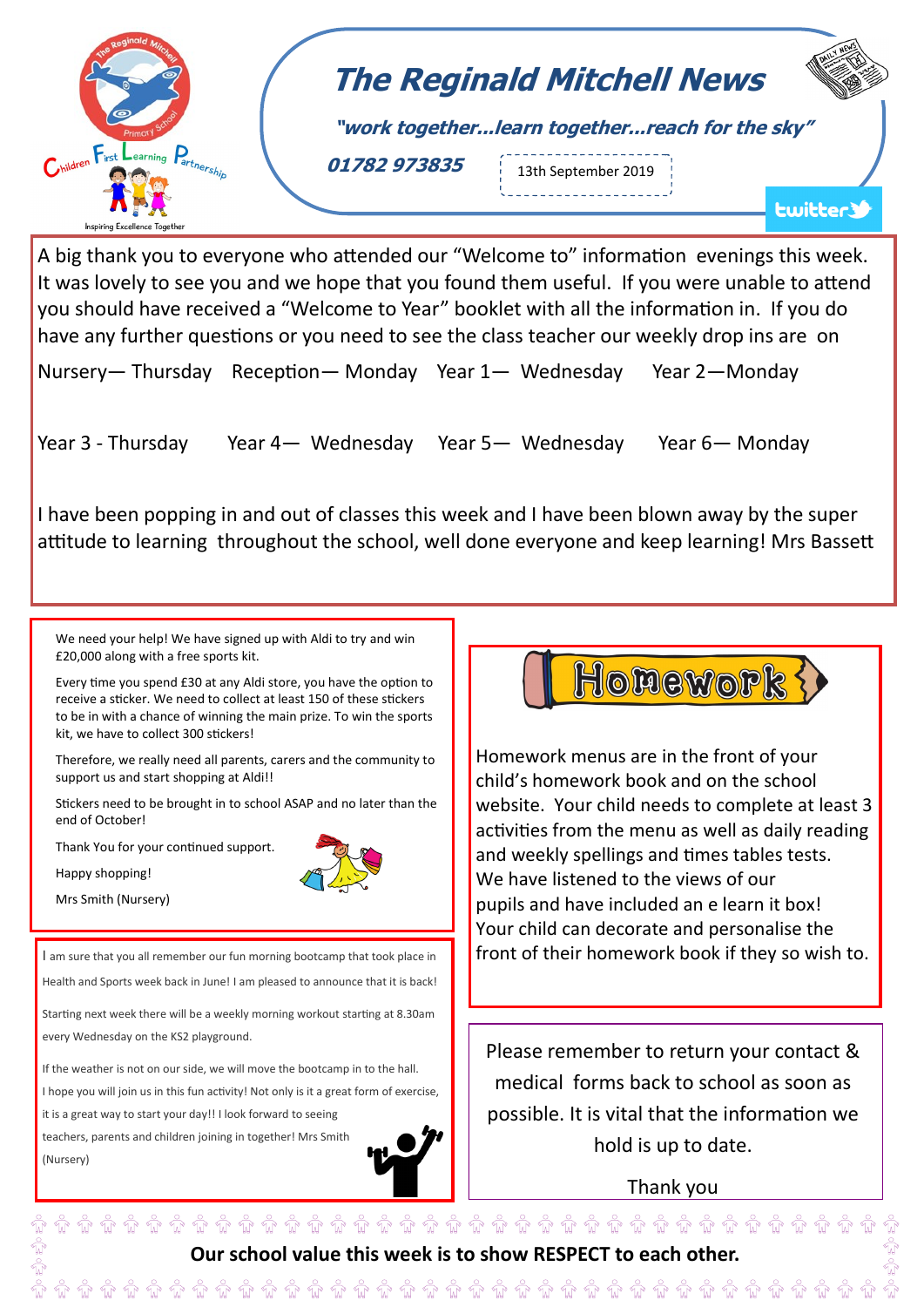# The Reginald Mitchell News

***"work together...learn together...reach for the sky"***

***01782 973835***

13th September 2019

A big thank you to everyone who attended our "Welcome to" information evenings this week. It was lovely to see you and we hope that you found them useful. If you were unable to attend you should have received a "Welcome to Year" booklet with all the information in. If you do have any further questions or you need to see the class teacher our weekly drop ins are on

Nursery— Thursday Reception— Monday Year 1— Wednesday Year 2—Monday

Year 3 - Thursday Year 4— Wednesday Year 5— Wednesday Year 6— Monday

I have been popping in and out of classes this week and I have been blown away by the super attitude to learning throughout the school, well done everyone and keep learning! Mrs Bassett

We need your help! We have signed up with Aldi to try and win £20,000 along with a free sports kit.

Every time you spend £30 at any Aldi store, you have the option to receive a sticker. We need to collect at least 150 of these stickers to be in with a chance of winning the main prize. To win the sports kit, we have to collect 300 stickers!

Therefore, we really need all parents, carers and the community to support us and start shopping at Aldi!!

Stickers need to be brought in to school ASAP and no later than the end of October!

Thank You for your continued support.

Happy shopping!

Mrs Smith (Nursery)

I am sure that you all remember our fun morning bootcamp that took place in Health and Sports week back in June! I am pleased to announce that it is back!

Starting next week there will be a weekly morning workout starting at 8.30am every Wednesday on the KS2 playground.

If the weather is not on our side, we will move the bootcamp in to the hall. I hope you will join us in this fun activity! Not only is it a great form of exercise, it is a great way to start your day!! I look forward to seeing teachers, parents and children joining in together! Mrs Smith (Nursery)

## Homework

Homework menus are in the front of your child's homework book and on the school website. Your child needs to complete at least 3 activities from the menu as well as daily reading and weekly spellings and times tables tests. We have listened to the views of our pupils and have included an e learn it box! Your child can decorate and personalise the front of their homework book if they so wish to.

Please remember to return your contact & medical forms back to school as soon as possible. It is vital that the information we hold is up to date.

Thank you

**Our school value this week is to show RESPECT to each other.**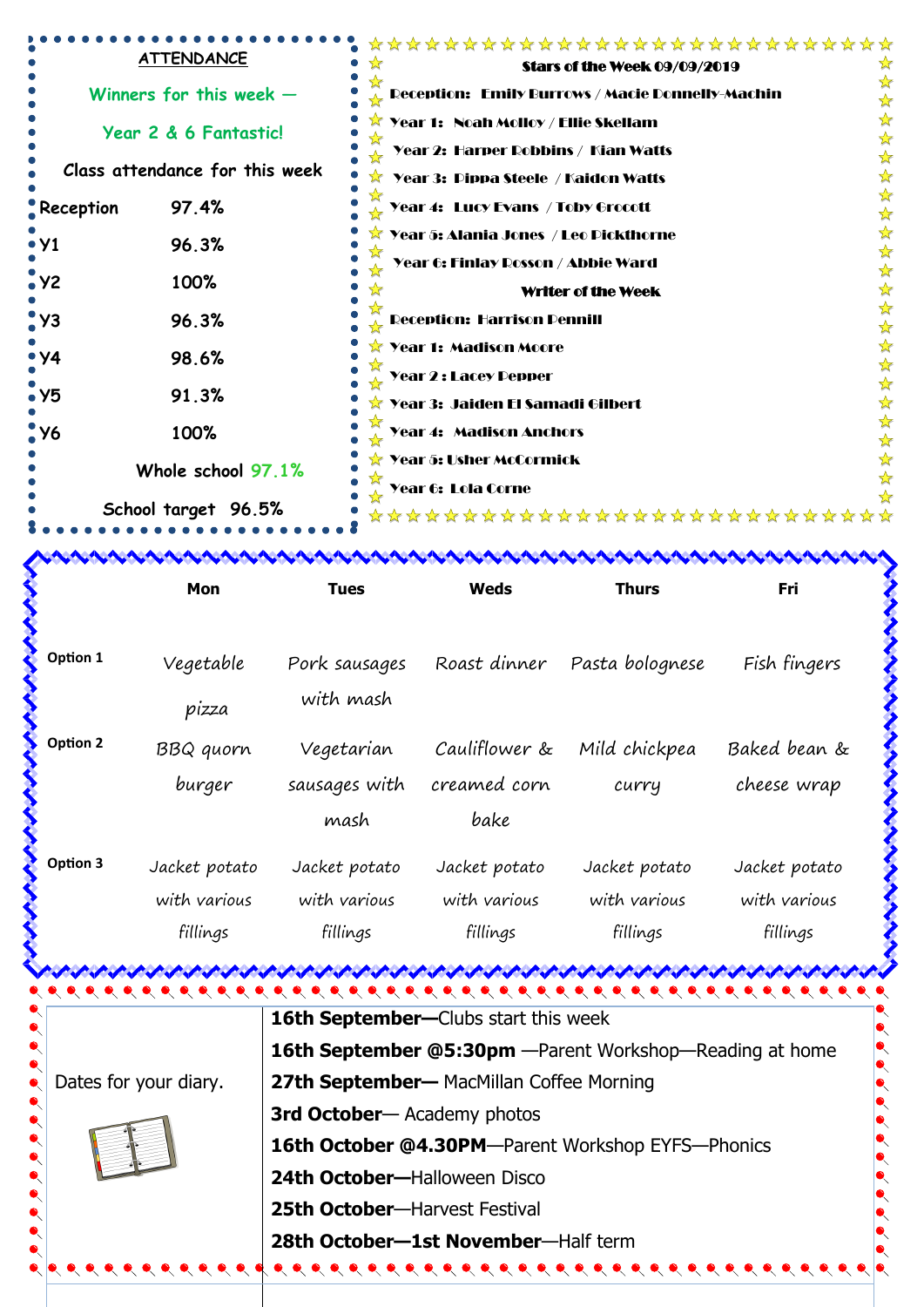## ATTENDANCE

Winners for this week —

Year 2 & 6 Fantastic!

Class attendance for this week

| | |
|---|---|
| Reception | 97.4% |
| Y1 | 96.3% |
| Y2 | 100% |
| Y3 | 96.3% |
| Y4 | 98.6% |
| Y5 | 91.3% |
| Y6 | 100% |

Whole school 97.1%

School target 96.5%

## Stars of the Week 09/09/2019

Reception: Emily Burrows / Macie Donnelly-Machin

Year 1: Noah Molloy / Ellie Skellam

Year 2: Harper Robbins / Kian Watts

Year 3: Pippa Steele / Kaidon Watts

Year 4: Lucy Evans / Toby Grocott

Year 5: Alania Jones / Leo Pickthorne

Year 6: Finlay Rosson / Abbie Ward

### Writer of the Week

Reception: Harrison Pennill

Year 1: Madison Moore

Year 2 : Lacey Pepper

Year 3: Jaiden El Samadi Gilbert

Year 4: Madison Anchors

Year 5: Usher McCormick

Year 6: Lola Corne

| | Mon | Tues | Weds | Thurs | Fri |
|---|---|---|---|---|---|
| Option 1 | Vegetable pizza | Pork sausages with mash | Roast dinner | Pasta bolognese | Fish fingers |
| Option 2 | BBQ quorn burger | Vegetarian sausages with mash | Cauliflower & creamed corn bake | Mild chickpea curry | Baked bean & cheese wrap |
| Option 3 | Jacket potato with various fillings | Jacket potato with various fillings | Jacket potato with various fillings | Jacket potato with various fillings | Jacket potato with various fillings |

| | |
|---|---|
| Dates for your diary. | **16th September—**Clubs start this week<br>**16th September @5:30pm** —Parent Workshop—Reading at home<br>**27th September—** MacMillan Coffee Morning<br>**3rd October**— Academy photos<br>**16th October @4.30PM**—Parent Workshop EYFS—Phonics<br>**24th October—**Halloween Disco<br>**25th October**—Harvest Festival<br>**28th October—1st November**—Half term |